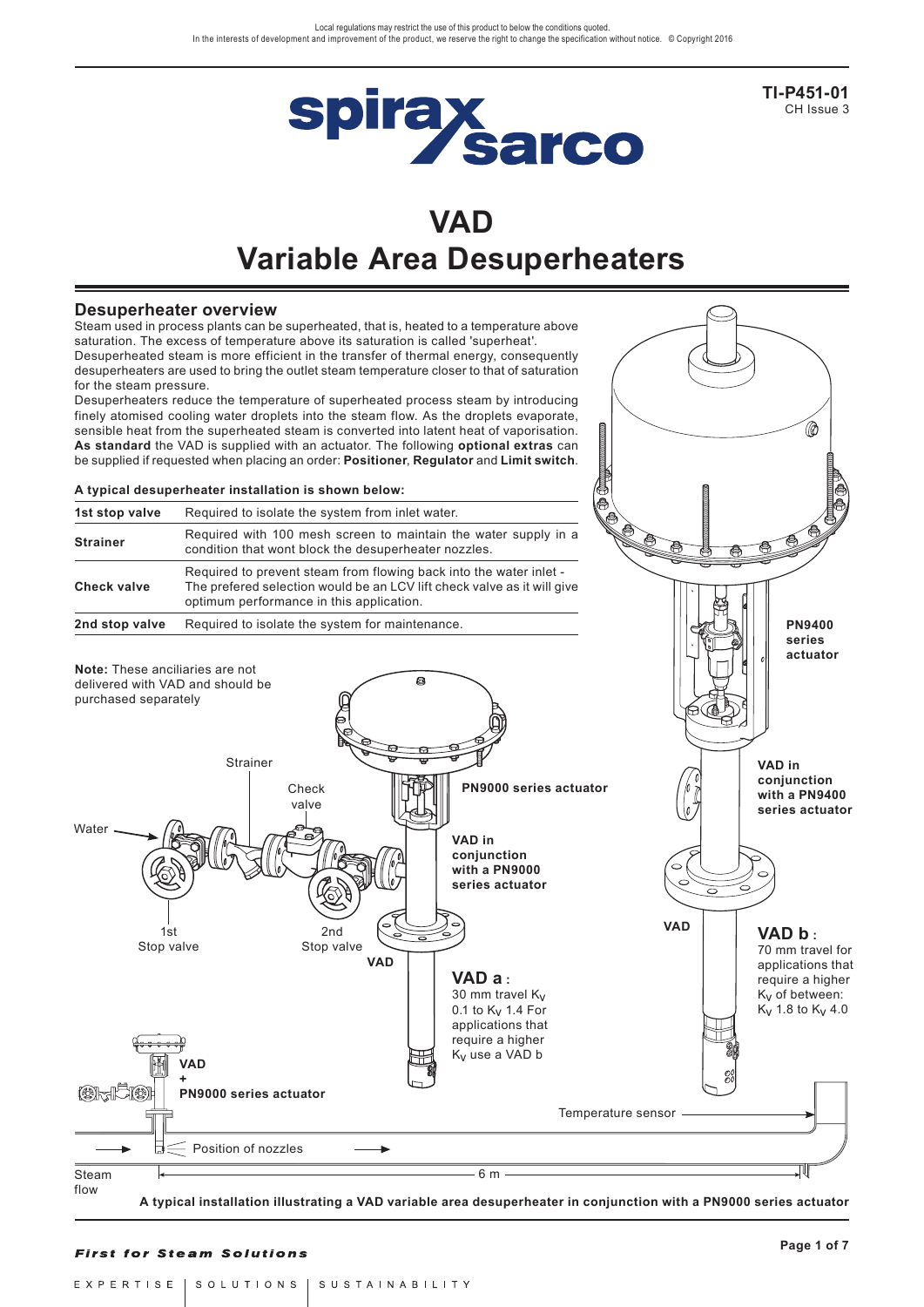Local regulations may restrict the use of this product to below the conditions quoted.
In the interests of development and improvement of the product, we reserve the right to change the specification without notice. © Copyright 2016

**TI-P451-01**
CH Issue 3

# VAD
# Variable Area Desuperheaters

## Desuperheater overview

Steam used in process plants can be superheated, that is, heated to a temperature above saturation. The excess of temperature above its saturation is called 'superheat'.
Desuperheated steam is more efficient in the transfer of thermal energy, consequently desuperheaters are used to bring the outlet steam temperature closer to that of saturation for the steam pressure.
Desuperheaters reduce the temperature of superheated process steam by introducing finely atomised cooling water droplets into the steam flow. As the droplets evaporate, sensible heat from the superheated steam is converted into latent heat of vaporisation.
**As standard** the VAD is supplied with an actuator. The following **optional extras** can be supplied if requested when placing an order: **Positioner**, **Regulator** and **Limit switch**.

**A typical desuperheater installation is shown below:**

| | |
|---|---|
| **1st stop valve** | Required to isolate the system from inlet water. |
| **Strainer** | Required with 100 mesh screen to maintain the water supply in a condition that wont block the desuperheater nozzles. |
| **Check valve** | Required to prevent steam from flowing back into the water inlet - The prefered selection would be an LCV lift check valve as it will give optimum performance in this application. |
| **2nd stop valve** | Required to isolate the system for maintenance. |

**Note:** These anciliaries are not delivered with VAD and should be purchased separately

Water
Strainer
Check valve
1st Stop valve
2nd Stop valve
PN9000 series actuator
VAD in conjunction with a PN9000 series actuator
VAD

**VAD a**: 30 mm travel $K_V$ 0.1 to $K_V$ 1.4 For applications that require a higher $K_V$ use a VAD b

PN9400 series actuator
VAD in conjunction with a PN9400 series actuator
VAD

**VAD b**: 70 mm travel for applications that require a higher $K_V$ of between: $K_V$ 1.8 to $K_V$ 4.0

VAD + PN9000 series actuator
Temperature sensor
Position of nozzles
Steam flow
6 m

**A typical installation illustrating a VAD variable area desuperheater in conjunction with a PN9000 series actuator**

***First for Steam Solutions***

EXPERTISE | SOLUTIONS | SUSTAINABILITY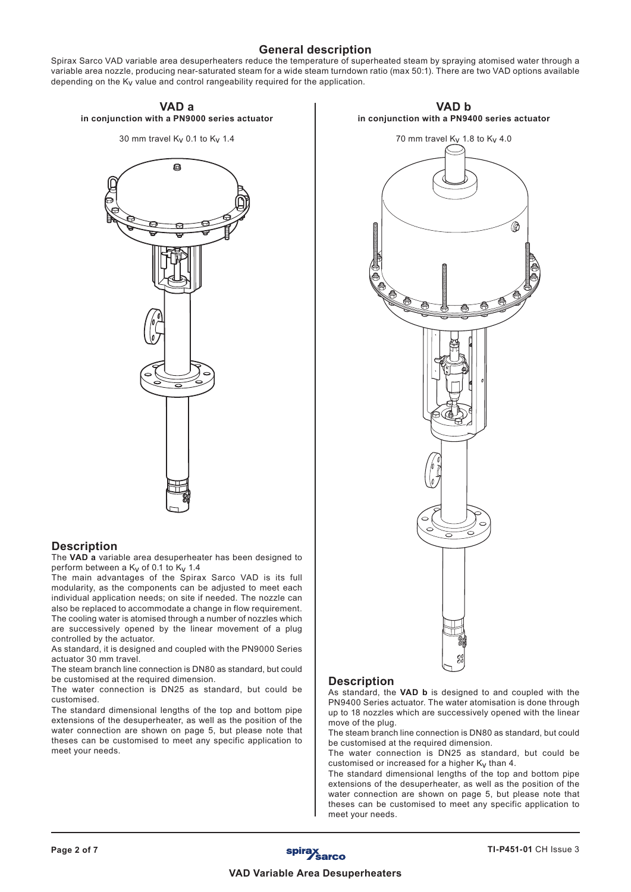## General description

Spirax Sarco VAD variable area desuperheaters reduce the temperature of superheated steam by spraying atomised water through a variable area nozzle, producing near-saturated steam for a wide steam turndown ratio (max 50:1). There are two VAD options available depending on the $K_V$ value and control rangeability required for the application.

### VAD a

**in conjunction with a PN9000 series actuator**

30 mm travel $K_V$ 0.1 to $K_V$ 1.4

### Description

The **VAD a** variable area desuperheater has been designed to perform between a $K_V$ of 0.1 to $K_V$ 1.4

The main advantages of the Spirax Sarco VAD is its full modularity, as the components can be adjusted to meet each individual application needs; on site if needed. The nozzle can also be replaced to accommodate a change in flow requirement. The cooling water is atomised through a number of nozzles which are successively opened by the linear movement of a plug controlled by the actuator.

As standard, it is designed and coupled with the PN9000 Series actuator 30 mm travel.

The steam branch line connection is DN80 as standard, but could be customised at the required dimension.

The water connection is DN25 as standard, but could be customised.

The standard dimensional lengths of the top and bottom pipe extensions of the desuperheater, as well as the position of the water connection are shown on page 5, but please note that theses can be customised to meet any specific application to meet your needs.

### VAD b

**in conjunction with a PN9400 series actuator**

70 mm travel $K_V$ 1.8 to $K_V$ 4.0

### Description

As standard, the **VAD b** is designed to and coupled with the PN9400 Series actuator. The water atomisation is done through up to 18 nozzles which are successively opened with the linear move of the plug.

The steam branch line connection is DN80 as standard, but could be customised at the required dimension.

The water connection is DN25 as standard, but could be customised or increased for a higher $K_V$ than 4.

The standard dimensional lengths of the top and bottom pipe extensions of the desuperheater, as well as the position of the water connection are shown on page 5, but please note that theses can be customised to meet any specific application to meet your needs.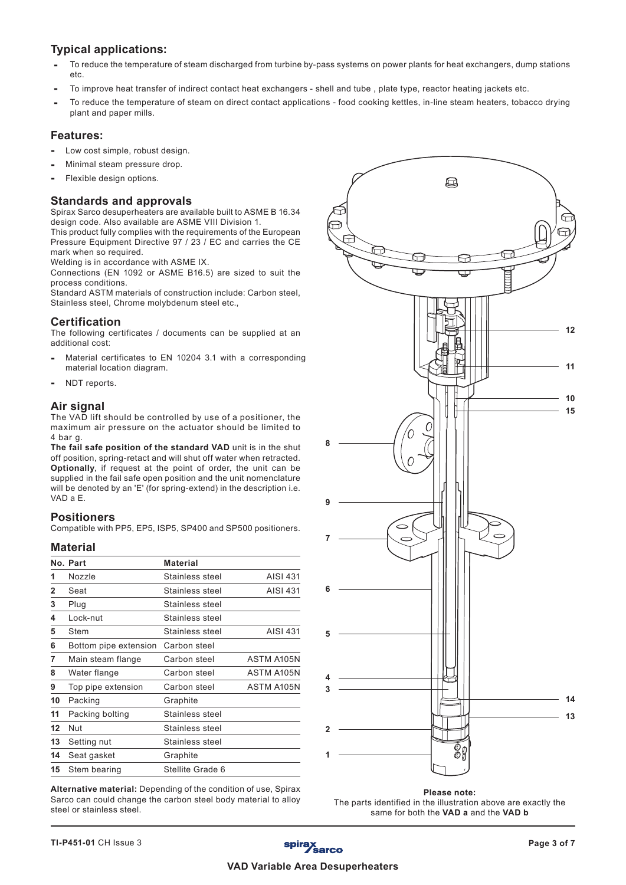## Typical applications:

- To reduce the temperature of steam discharged from turbine by-pass systems on power plants for heat exchangers, dump stations etc.
- To improve heat transfer of indirect contact heat exchangers - shell and tube , plate type, reactor heating jackets etc.
- To reduce the temperature of steam on direct contact applications - food cooking kettles, in-line steam heaters, tobacco drying plant and paper mills.

## Features:

- Low cost simple, robust design.
- Minimal steam pressure drop.
- Flexible design options.

## Standards and approvals

Spirax Sarco desuperheaters are available built to ASME B 16.34 design code. Also available are ASME VIII Division 1.

This product fully complies with the requirements of the European Pressure Equipment Directive 97 / 23 / EC and carries the CE mark when so required.

Welding is in accordance with ASME IX.

Connections (EN 1092 or ASME B16.5) are sized to suit the process conditions.

Standard ASTM materials of construction include: Carbon steel, Stainless steel, Chrome molybdenum steel etc.,

## Certification

The following certificates / documents can be supplied at an additional cost:

- Material certificates to EN 10204 3.1 with a corresponding material location diagram.
- NDT reports.

## Air signal

The VAD lift should be controlled by use of a positioner, the maximum air pressure on the actuator should be limited to 4 bar g.

**The fail safe position of the standard VAD** unit is in the shut off position, spring-retact and will shut off water when retracted. **Optionally**, if request at the point of order, the unit can be supplied in the fail safe open position and the unit nomenclature will be denoted by an 'E' (for spring-extend) in the description i.e. VAD a E.

## Positioners

Compatible with PP5, EP5, ISP5, SP400 and SP500 positioners.

## Material

| No. | Part | Material | |
|---|---|---|---|
| 1 | Nozzle | Stainless steel | AISI 431 |
| 2 | Seat | Stainless steel | AISI 431 |
| 3 | Plug | Stainless steel | |
| 4 | Lock-nut | Stainless steel | |
| 5 | Stem | Stainless steel | AISI 431 |
| 6 | Bottom pipe extension | Carbon steel | |
| 7 | Main steam flange | Carbon steel | ASTM A105N |
| 8 | Water flange | Carbon steel | ASTM A105N |
| 9 | Top pipe extension | Carbon steel | ASTM A105N |
| 10 | Packing | Graphite | |
| 11 | Packing bolting | Stainless steel | |
| 12 | Nut | Stainless steel | |
| 13 | Setting nut | Stainless steel | |
| 14 | Seat gasket | Graphite | |
| 15 | Stem bearing | Stellite Grade 6 | |

**Alternative material:** Depending of the condition of use, Spirax Sarco can could change the carbon steel body material to alloy steel or stainless steel.

**Please note:**
The parts identified in the illustration above are exactly the same for both the **VAD a** and the **VAD b**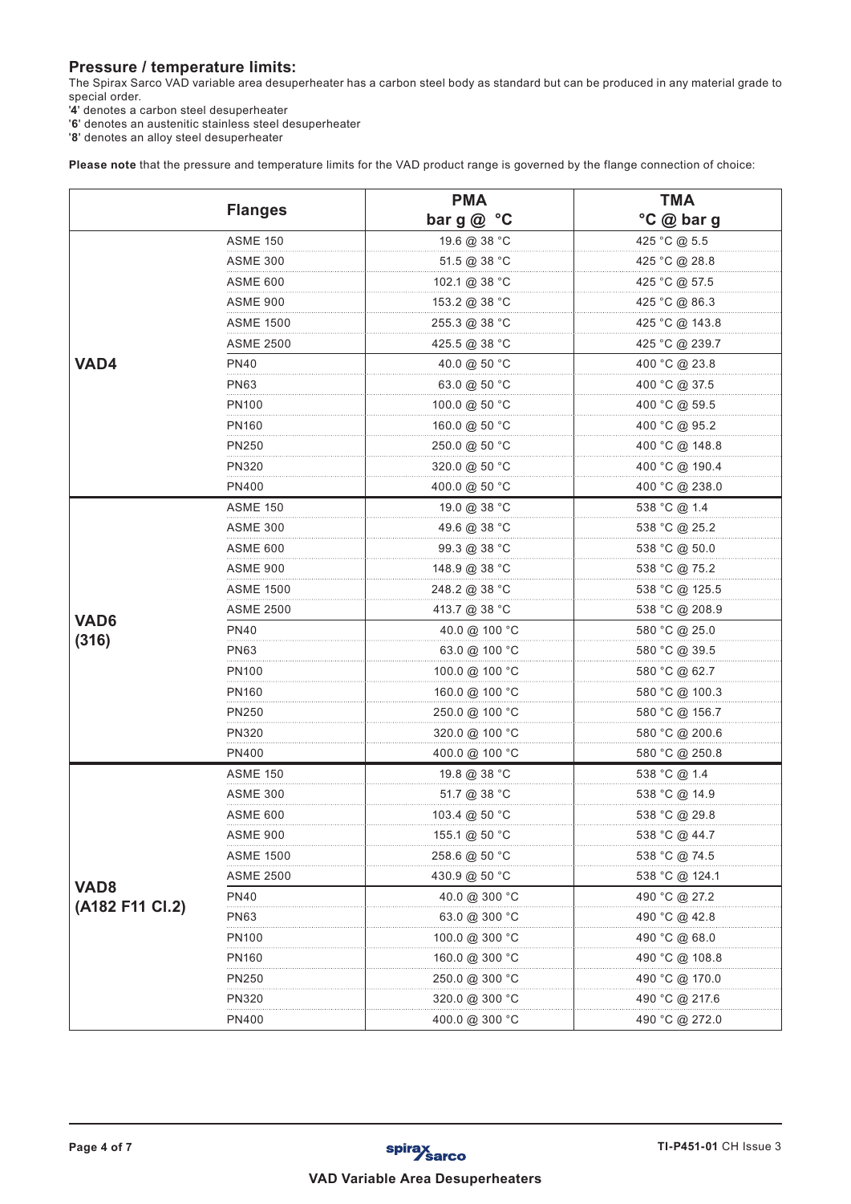## Pressure / temperature limits:

The Spirax Sarco VAD variable area desuperheater has a carbon steel body as standard but can be produced in any material grade to special order.

'**4**' denotes a carbon steel desuperheater

'**6**' denotes an austenitic stainless steel desuperheater

'**8**' denotes an alloy steel desuperheater

**Please note** that the pressure and temperature limits for the VAD product range is governed by the flange connection of choice:

| | Flanges | PMA bar g @ °C | TMA °C @ bar g |
|---|---|---|---|
| **VAD4** | ASME 150 | 19.6 @ 38 °C | 425 °C @ 5.5 |
| | ASME 300 | 51.5 @ 38 °C | 425 °C @ 28.8 |
| | ASME 600 | 102.1 @ 38 °C | 425 °C @ 57.5 |
| | ASME 900 | 153.2 @ 38 °C | 425 °C @ 86.3 |
| | ASME 1500 | 255.3 @ 38 °C | 425 °C @ 143.8 |
| | ASME 2500 | 425.5 @ 38 °C | 425 °C @ 239.7 |
| | PN40 | 40.0 @ 50 °C | 400 °C @ 23.8 |
| | PN63 | 63.0 @ 50 °C | 400 °C @ 37.5 |
| | PN100 | 100.0 @ 50 °C | 400 °C @ 59.5 |
| | PN160 | 160.0 @ 50 °C | 400 °C @ 95.2 |
| | PN250 | 250.0 @ 50 °C | 400 °C @ 148.8 |
| | PN320 | 320.0 @ 50 °C | 400 °C @ 190.4 |
| | PN400 | 400.0 @ 50 °C | 400 °C @ 238.0 |
| **VAD6 (316)** | ASME 150 | 19.0 @ 38 °C | 538 °C @ 1.4 |
| | ASME 300 | 49.6 @ 38 °C | 538 °C @ 25.2 |
| | ASME 600 | 99.3 @ 38 °C | 538 °C @ 50.0 |
| | ASME 900 | 148.9 @ 38 °C | 538 °C @ 75.2 |
| | ASME 1500 | 248.2 @ 38 °C | 538 °C @ 125.5 |
| | ASME 2500 | 413.7 @ 38 °C | 538 °C @ 208.9 |
| | PN40 | 40.0 @ 100 °C | 580 °C @ 25.0 |
| | PN63 | 63.0 @ 100 °C | 580 °C @ 39.5 |
| | PN100 | 100.0 @ 100 °C | 580 °C @ 62.7 |
| | PN160 | 160.0 @ 100 °C | 580 °C @ 100.3 |
| | PN250 | 250.0 @ 100 °C | 580 °C @ 156.7 |
| | PN320 | 320.0 @ 100 °C | 580 °C @ 200.6 |
| | PN400 | 400.0 @ 100 °C | 580 °C @ 250.8 |
| **VAD8 (A182 F11 Cl.2)** | ASME 150 | 19.8 @ 38 °C | 538 °C @ 1.4 |
| | ASME 300 | 51.7 @ 38 °C | 538 °C @ 14.9 |
| | ASME 600 | 103.4 @ 50 °C | 538 °C @ 29.8 |
| | ASME 900 | 155.1 @ 50 °C | 538 °C @ 44.7 |
| | ASME 1500 | 258.6 @ 50 °C | 538 °C @ 74.5 |
| | ASME 2500 | 430.9 @ 50 °C | 538 °C @ 124.1 |
| | PN40 | 40.0 @ 300 °C | 490 °C @ 27.2 |
| | PN63 | 63.0 @ 300 °C | 490 °C @ 42.8 |
| | PN100 | 100.0 @ 300 °C | 490 °C @ 68.0 |
| | PN160 | 160.0 @ 300 °C | 490 °C @ 108.8 |
| | PN250 | 250.0 @ 300 °C | 490 °C @ 170.0 |
| | PN320 | 320.0 @ 300 °C | 490 °C @ 217.6 |
| | PN400 | 400.0 @ 300 °C | 490 °C @ 272.0 |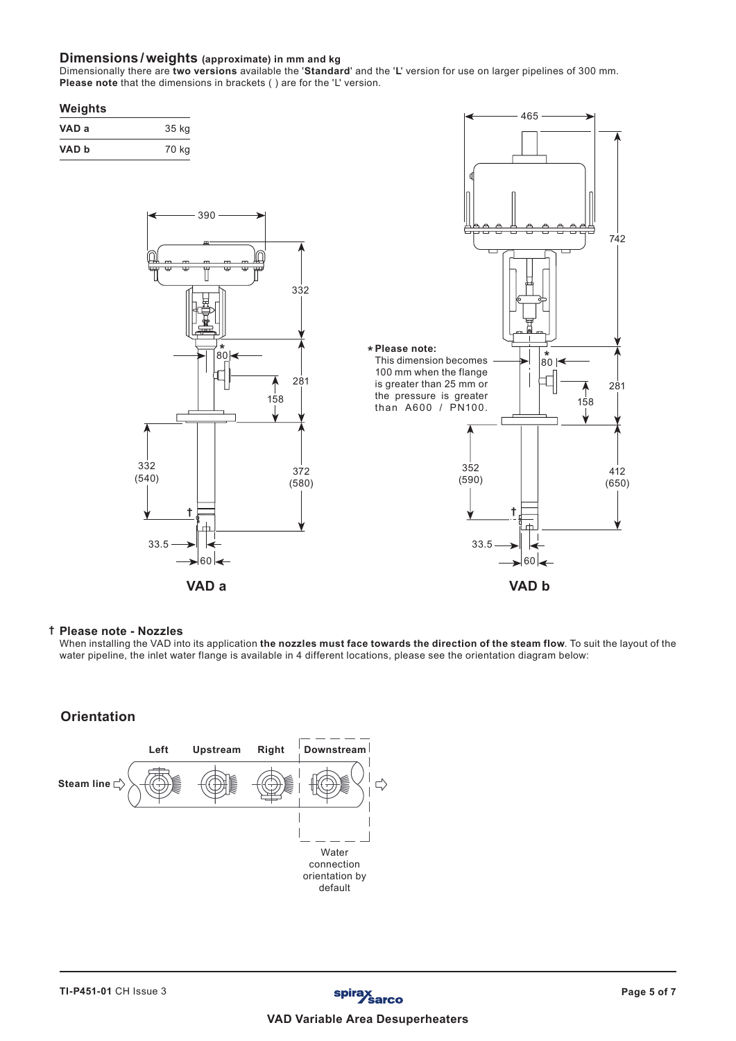## Dimensions / weights (approximate) in mm and kg

Dimensionally there are **two versions** available the '**Standard**' and the '**L**' version for use on larger pipelines of 300 mm.
**Please note** that the dimensions in brackets ( ) are for the 'L' version.

### Weights

| | |
|---|---|
| **VAD a** | 35 kg |
| **VAD b** | 70 kg |

**VAD a**

**VAD b**

***Please note:**
This dimension becomes 100 mm when the flange is greater than 25 mm or the pressure is greater than A600 / PN100.

### † Please note - Nozzles

When installing the VAD into its application **the nozzles must face towards the direction of the steam flow**. To suit the layout of the water pipeline, the inlet water flange is available in 4 different locations, please see the orientation diagram below:

## Orientation

Water connection orientation by default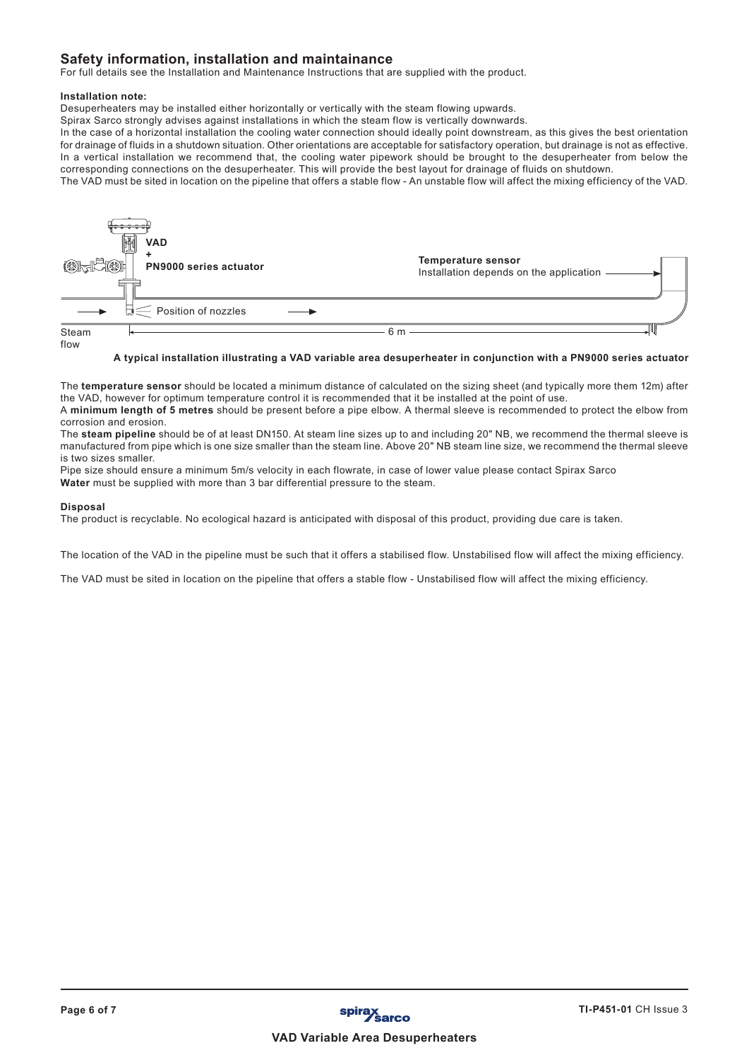## Safety information, installation and maintainance

For full details see the Installation and Maintenance Instructions that are supplied with the product.

**Installation note:**

Desuperheaters may be installed either horizontally or vertically with the steam flowing upwards.

Spirax Sarco strongly advises against installations in which the steam flow is vertically downwards.

In the case of a horizontal installation the cooling water connection should ideally point downstream, as this gives the best orientation for drainage of fluids in a shutdown situation. Other orientations are acceptable for satisfactory operation, but drainage is not as effective.

In a vertical installation we recommend that, the cooling water pipework should be brought to the desuperheater from below the corresponding connections on the desuperheater. This will provide the best layout for drainage of fluids on shutdown.

The VAD must be sited in location on the pipeline that offers a stable flow - An unstable flow will affect the mixing efficiency of the VAD.

**VAD + PN9000 series actuator**

**Temperature sensor**
Installation depends on the application

Position of nozzles

Steam flow

6 m

**A typical installation illustrating a VAD variable area desuperheater in conjunction with a PN9000 series actuator**

The **temperature sensor** should be located a minimum distance of calculated on the sizing sheet (and typically more them 12m) after the VAD, however for optimum temperature control it is recommended that it be installed at the point of use.

A **minimum length of 5 metres** should be present before a pipe elbow. A thermal sleeve is recommended to protect the elbow from corrosion and erosion.

The **steam pipeline** should be of at least DN150. At steam line sizes up to and including 20" NB, we recommend the thermal sleeve is manufactured from pipe which is one size smaller than the steam line. Above 20" NB steam line size, we recommend the thermal sleeve is two sizes smaller.

Pipe size should ensure a minimum 5m/s velocity in each flowrate, in case of lower value please contact Spirax Sarco

**Water** must be supplied with more than 3 bar differential pressure to the steam.

**Disposal**

The product is recyclable. No ecological hazard is anticipated with disposal of this product, providing due care is taken.

The location of the VAD in the pipeline must be such that it offers a stabilised flow. Unstabilised flow will affect the mixing efficiency.

The VAD must be sited in location on the pipeline that offers a stable flow - Unstabilised flow will affect the mixing efficiency.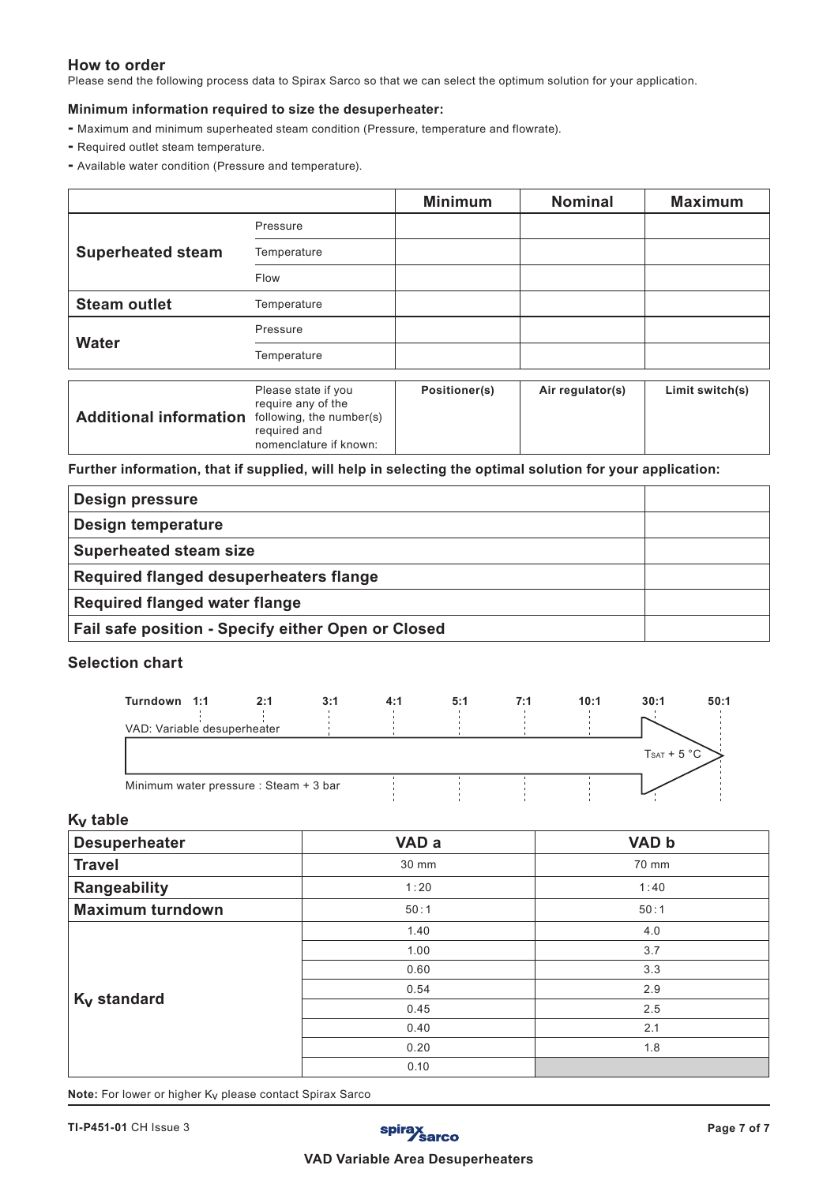## How to order

Please send the following process data to Spirax Sarco so that we can select the optimum solution for your application.

**Minimum information required to size the desuperheater:**

- Maximum and minimum superheated steam condition (Pressure, temperature and flowrate).
- Required outlet steam temperature.
- Available water condition (Pressure and temperature).

| | | Minimum | Nominal | Maximum |
|---|---|---|---|---|
| **Superheated steam** | Pressure | | | |
| | Temperature | | | |
| | Flow | | | |
| **Steam outlet** | Temperature | | | |
| **Water** | Pressure | | | |
| | Temperature | | | |

| | | Positioner(s) | Air regulator(s) | Limit switch(s) |
|---|---|---|---|---|
| **Additional information** | Please state if you require any of the following, the number(s) required and nomenclature if known: | | | |

**Further information, that if supplied, will help in selecting the optimal solution for your application:**

| | |
|---|---|
| **Design pressure** | |
| **Design temperature** | |
| **Superheated steam size** | |
| **Required flanged desuperheaters flange** | |
| **Required flanged water flange** | |
| **Fail safe position - Specify either Open or Closed** | |

### Selection chart

Turndown 1:1 2:1 3:1 4:1 5:1 7:1 10:1 30:1 50:1

VAD: Variable desuperheater

$T_{SAT}$ + 5 °C

Minimum water pressure : Steam + 3 bar

### $K_V$ table

| Desuperheater | VAD a | VAD b |
|---|---|---|
| **Travel** | 30 mm | 70 mm |
| **Rangeability** | 1:20 | 1:40 |
| **Maximum turndown** | 50:1 | 50:1 |
| **$K_V$ standard** | 1.40 | 4.0 |
| | 1.00 | 3.7 |
| | 0.60 | 3.3 |
| | 0.54 | 2.9 |
| | 0.45 | 2.5 |
| | 0.40 | 2.1 |
| | 0.20 | 1.8 |
| | 0.10 | |

**Note:** For lower or higher $K_V$ please contact Spirax Sarco